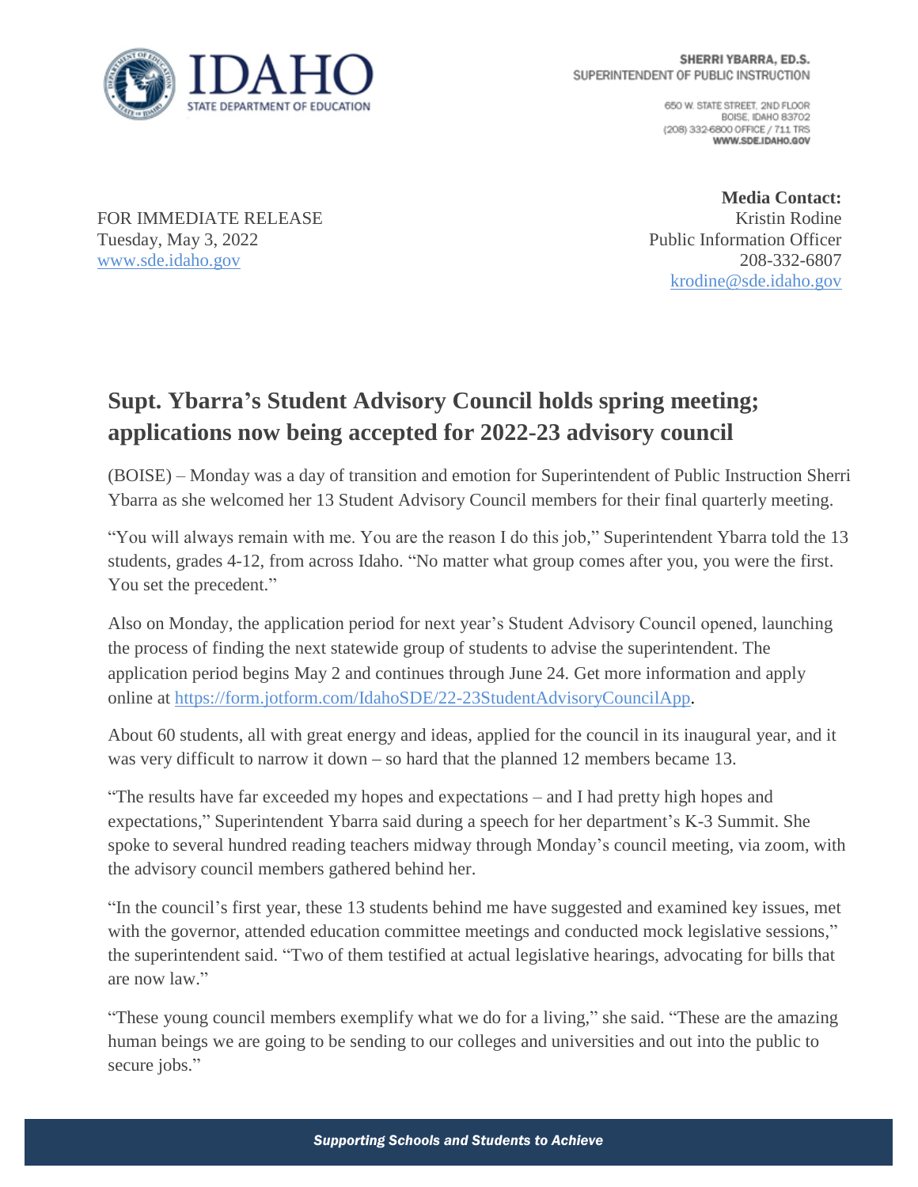IDAHO STATE DEPARTMENT OF EDUCATION

**SHERRI YBARRA, ED.S.**
SUPERINTENDENT OF PUBLIC INSTRUCTION

650 W. STATE STREET, 2ND FLOOR
BOISE, IDAHO 83702
(208) 332-6800 OFFICE / 711 TRS
**WWW.SDE.IDAHO.GOV**

FOR IMMEDIATE RELEASE
Tuesday, May 3, 2022
www.sde.idaho.gov

**Media Contact:**
Kristin Rodine
Public Information Officer
208-332-6807
krodine@sde.idaho.gov

## Supt. Ybarra's Student Advisory Council holds spring meeting; applications now being accepted for 2022-23 advisory council

(BOISE) – Monday was a day of transition and emotion for Superintendent of Public Instruction Sherri Ybarra as she welcomed her 13 Student Advisory Council members for their final quarterly meeting.

"You will always remain with me. You are the reason I do this job," Superintendent Ybarra told the 13 students, grades 4-12, from across Idaho. "No matter what group comes after you, you were the first. You set the precedent."

Also on Monday, the application period for next year's Student Advisory Council opened, launching the process of finding the next statewide group of students to advise the superintendent. The application period begins May 2 and continues through June 24. Get more information and apply online at https://form.jotform.com/IdahoSDE/22-23StudentAdvisoryCouncilApp.

About 60 students, all with great energy and ideas, applied for the council in its inaugural year, and it was very difficult to narrow it down – so hard that the planned 12 members became 13.

"The results have far exceeded my hopes and expectations – and I had pretty high hopes and expectations," Superintendent Ybarra said during a speech for her department's K-3 Summit. She spoke to several hundred reading teachers midway through Monday's council meeting, via zoom, with the advisory council members gathered behind her.

"In the council's first year, these 13 students behind me have suggested and examined key issues, met with the governor, attended education committee meetings and conducted mock legislative sessions," the superintendent said. "Two of them testified at actual legislative hearings, advocating for bills that are now law."

"These young council members exemplify what we do for a living," she said. "These are the amazing human beings we are going to be sending to our colleges and universities and out into the public to secure jobs."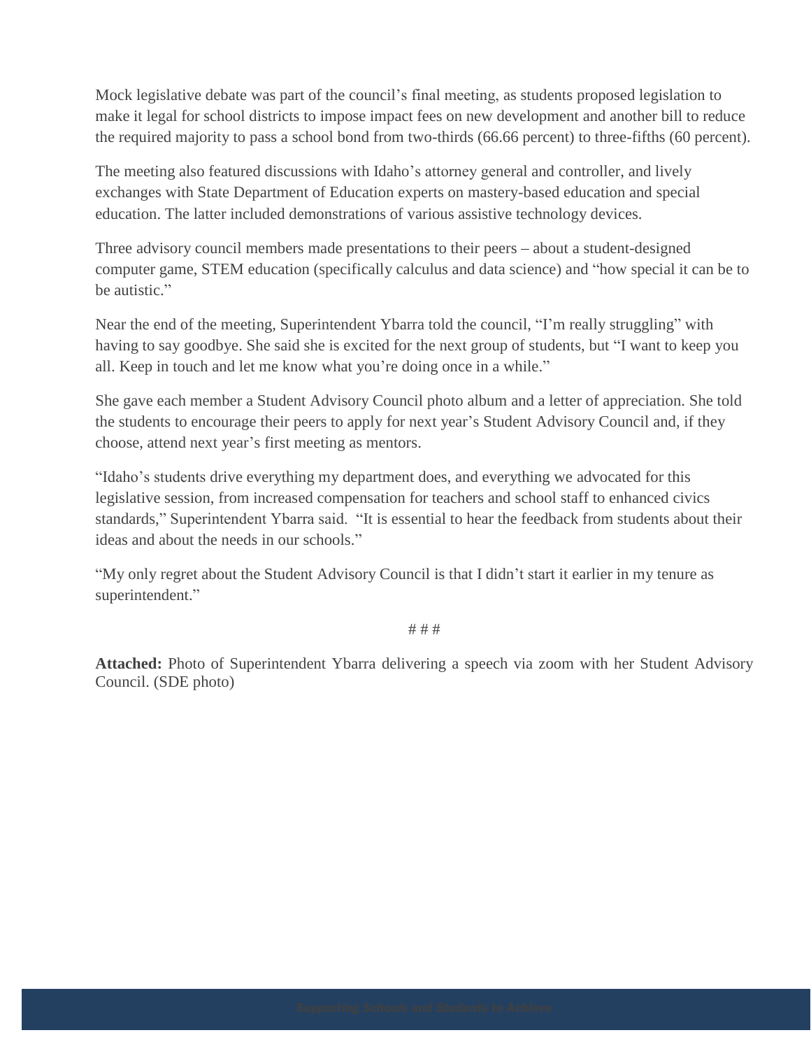Mock legislative debate was part of the council's final meeting, as students proposed legislation to make it legal for school districts to impose impact fees on new development and another bill to reduce the required majority to pass a school bond from two-thirds (66.66 percent) to three-fifths (60 percent).

The meeting also featured discussions with Idaho's attorney general and controller, and lively exchanges with State Department of Education experts on mastery-based education and special education. The latter included demonstrations of various assistive technology devices.

Three advisory council members made presentations to their peers – about a student-designed computer game, STEM education (specifically calculus and data science) and "how special it can be to be autistic."

Near the end of the meeting, Superintendent Ybarra told the council, "I'm really struggling" with having to say goodbye. She said she is excited for the next group of students, but "I want to keep you all. Keep in touch and let me know what you're doing once in a while."

She gave each member a Student Advisory Council photo album and a letter of appreciation. She told the students to encourage their peers to apply for next year's Student Advisory Council and, if they choose, attend next year's first meeting as mentors.

"Idaho's students drive everything my department does, and everything we advocated for this legislative session, from increased compensation for teachers and school staff to enhanced civics standards," Superintendent Ybarra said. "It is essential to hear the feedback from students about their ideas and about the needs in our schools."

"My only regret about the Student Advisory Council is that I didn't start it earlier in my tenure as superintendent."

# # #

**Attached:** Photo of Superintendent Ybarra delivering a speech via zoom with her Student Advisory Council. (SDE photo)